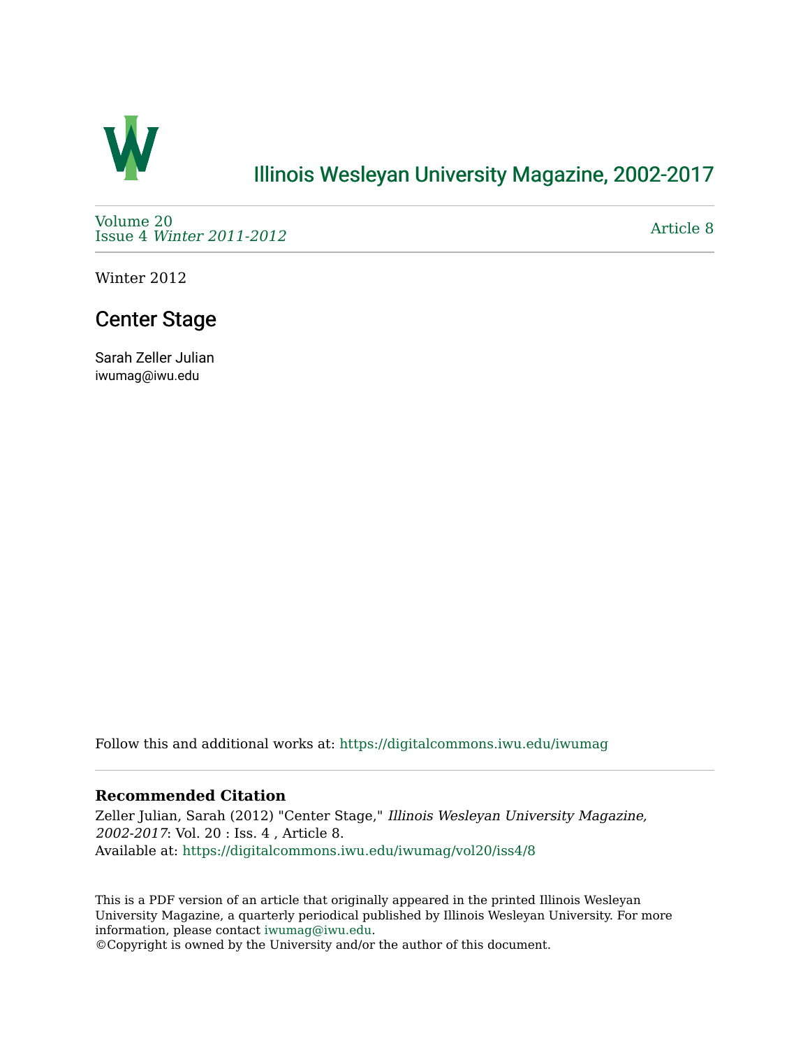# Illinois Wesleyan University Magazine, 2002-2017

Volume 20
Issue 4 *Winter 2011-2012*

Article 8

Winter 2012

## Center Stage

Sarah Zeller Julian
iwumag@iwu.edu

Follow this and additional works at: https://digitalcommons.iwu.edu/iwumag

### Recommended Citation

Zeller Julian, Sarah (2012) "Center Stage," *Illinois Wesleyan University Magazine, 2002-2017*: Vol. 20 : Iss. 4 , Article 8.
Available at: https://digitalcommons.iwu.edu/iwumag/vol20/iss4/8

This is a PDF version of an article that originally appeared in the printed Illinois Wesleyan University Magazine, a quarterly periodical published by Illinois Wesleyan University. For more information, please contact iwumag@iwu.edu.
©Copyright is owned by the University and/or the author of this document.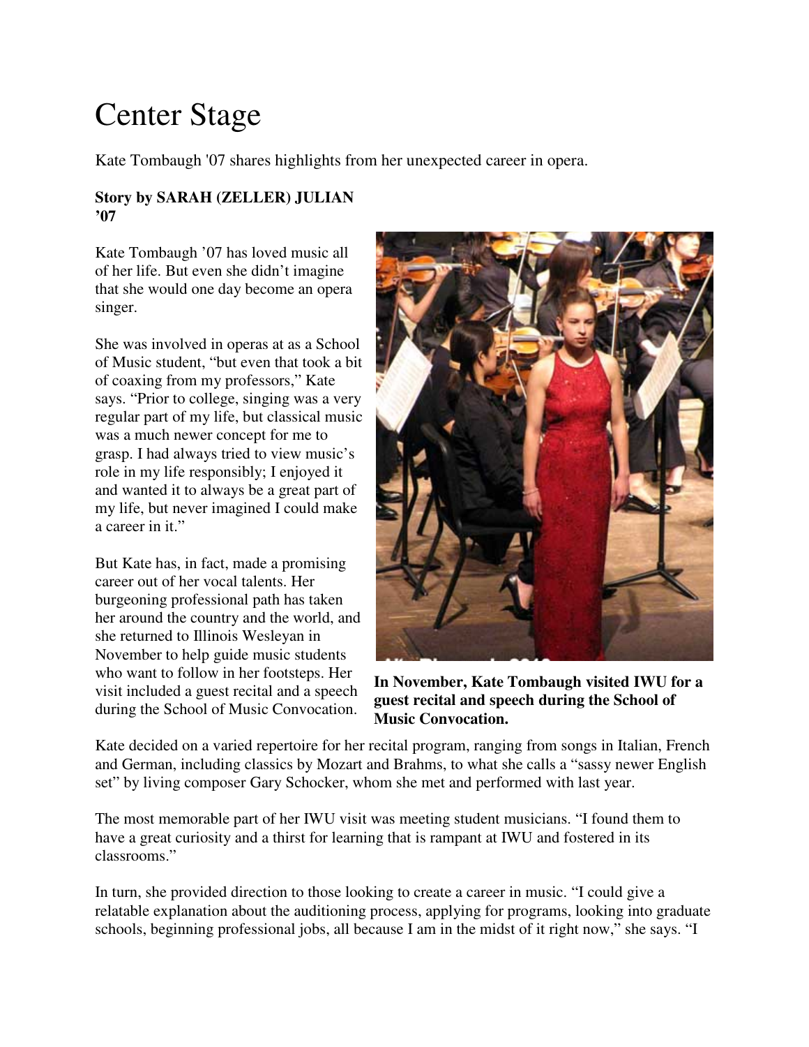# Center Stage

Kate Tombaugh '07 shares highlights from her unexpected career in opera.

**Story by SARAH (ZELLER) JULIAN '07**

Kate Tombaugh '07 has loved music all of her life. But even she didn't imagine that she would one day become an opera singer.

She was involved in operas at as a School of Music student, "but even that took a bit of coaxing from my professors," Kate says. "Prior to college, singing was a very regular part of my life, but classical music was a much newer concept for me to grasp. I had always tried to view music's role in my life responsibly; I enjoyed it and wanted it to always be a great part of my life, but never imagined I could make a career in it."

But Kate has, in fact, made a promising career out of her vocal talents. Her burgeoning professional path has taken her around the country and the world, and she returned to Illinois Wesleyan in November to help guide music students who want to follow in her footsteps. Her visit included a guest recital and a speech during the School of Music Convocation.

**In November, Kate Tombaugh visited IWU for a guest recital and speech during the School of Music Convocation.**

Kate decided on a varied repertoire for her recital program, ranging from songs in Italian, French and German, including classics by Mozart and Brahms, to what she calls a "sassy newer English set" by living composer Gary Schocker, whom she met and performed with last year.

The most memorable part of her IWU visit was meeting student musicians. "I found them to have a great curiosity and a thirst for learning that is rampant at IWU and fostered in its classrooms."

In turn, she provided direction to those looking to create a career in music. "I could give a relatable explanation about the auditioning process, applying for programs, looking into graduate schools, beginning professional jobs, all because I am in the midst of it right now," she says. "I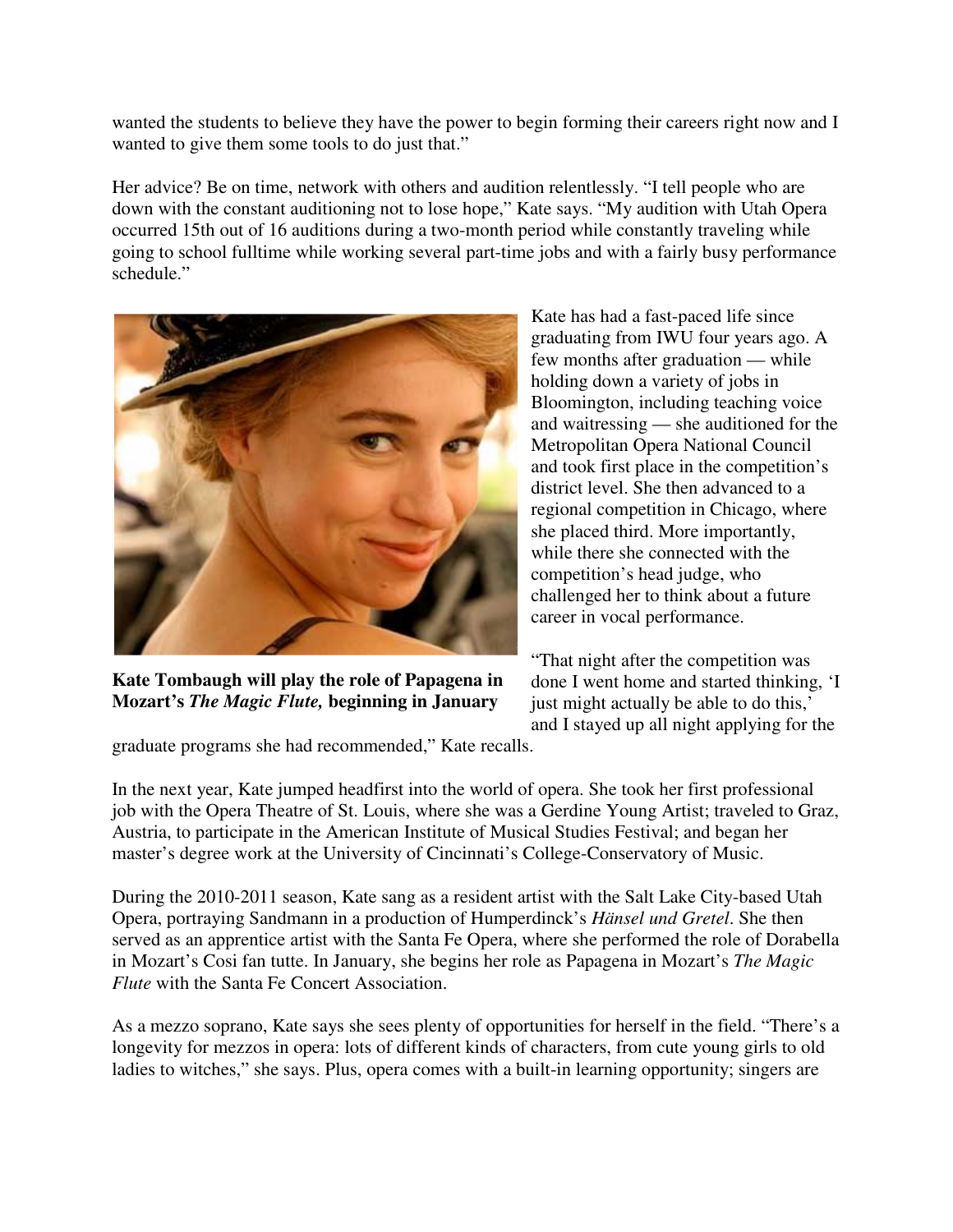wanted the students to believe they have the power to begin forming their careers right now and I wanted to give them some tools to do just that."

Her advice? Be on time, network with others and audition relentlessly. "I tell people who are down with the constant auditioning not to lose hope," Kate says. "My audition with Utah Opera occurred 15th out of 16 auditions during a two-month period while constantly traveling while going to school fulltime while working several part-time jobs and with a fairly busy performance schedule."

**Kate Tombaugh will play the role of Papagena in Mozart's *The Magic Flute,* beginning in January**

Kate has had a fast-paced life since graduating from IWU four years ago. A few months after graduation — while holding down a variety of jobs in Bloomington, including teaching voice and waitressing — she auditioned for the Metropolitan Opera National Council and took first place in the competition's district level. She then advanced to a regional competition in Chicago, where she placed third. More importantly, while there she connected with the competition's head judge, who challenged her to think about a future career in vocal performance.

"That night after the competition was done I went home and started thinking, 'I just might actually be able to do this,' and I stayed up all night applying for the graduate programs she had recommended," Kate recalls.

In the next year, Kate jumped headfirst into the world of opera. She took her first professional job with the Opera Theatre of St. Louis, where she was a Gerdine Young Artist; traveled to Graz, Austria, to participate in the American Institute of Musical Studies Festival; and began her master's degree work at the University of Cincinnati's College-Conservatory of Music.

During the 2010-2011 season, Kate sang as a resident artist with the Salt Lake City-based Utah Opera, portraying Sandmann in a production of Humperdinck's *Hänsel und Gretel*. She then served as an apprentice artist with the Santa Fe Opera, where she performed the role of Dorabella in Mozart's Cosi fan tutte. In January, she begins her role as Papagena in Mozart's *The Magic Flute* with the Santa Fe Concert Association.

As a mezzo soprano, Kate says she sees plenty of opportunities for herself in the field. "There's a longevity for mezzos in opera: lots of different kinds of characters, from cute young girls to old ladies to witches," she says. Plus, opera comes with a built-in learning opportunity; singers are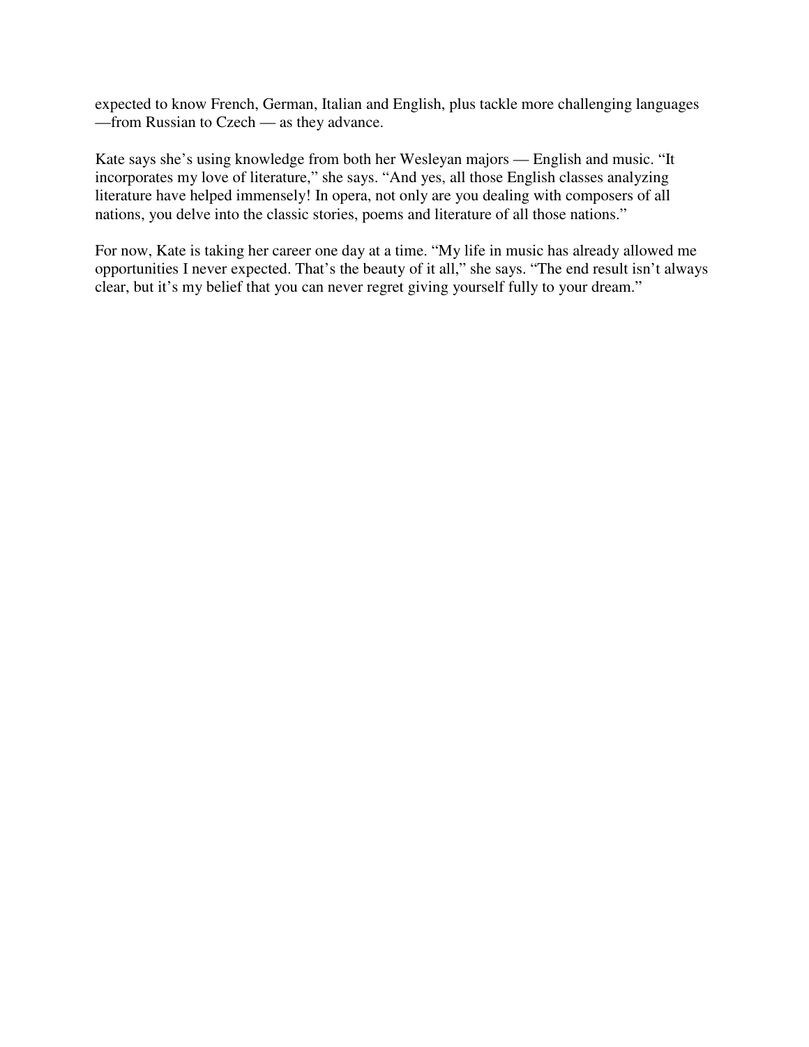expected to know French, German, Italian and English, plus tackle more challenging languages —from Russian to Czech — as they advance.

Kate says she's using knowledge from both her Wesleyan majors — English and music. "It incorporates my love of literature," she says. "And yes, all those English classes analyzing literature have helped immensely! In opera, not only are you dealing with composers of all nations, you delve into the classic stories, poems and literature of all those nations."

For now, Kate is taking her career one day at a time. "My life in music has already allowed me opportunities I never expected. That's the beauty of it all," she says. "The end result isn't always clear, but it's my belief that you can never regret giving yourself fully to your dream."